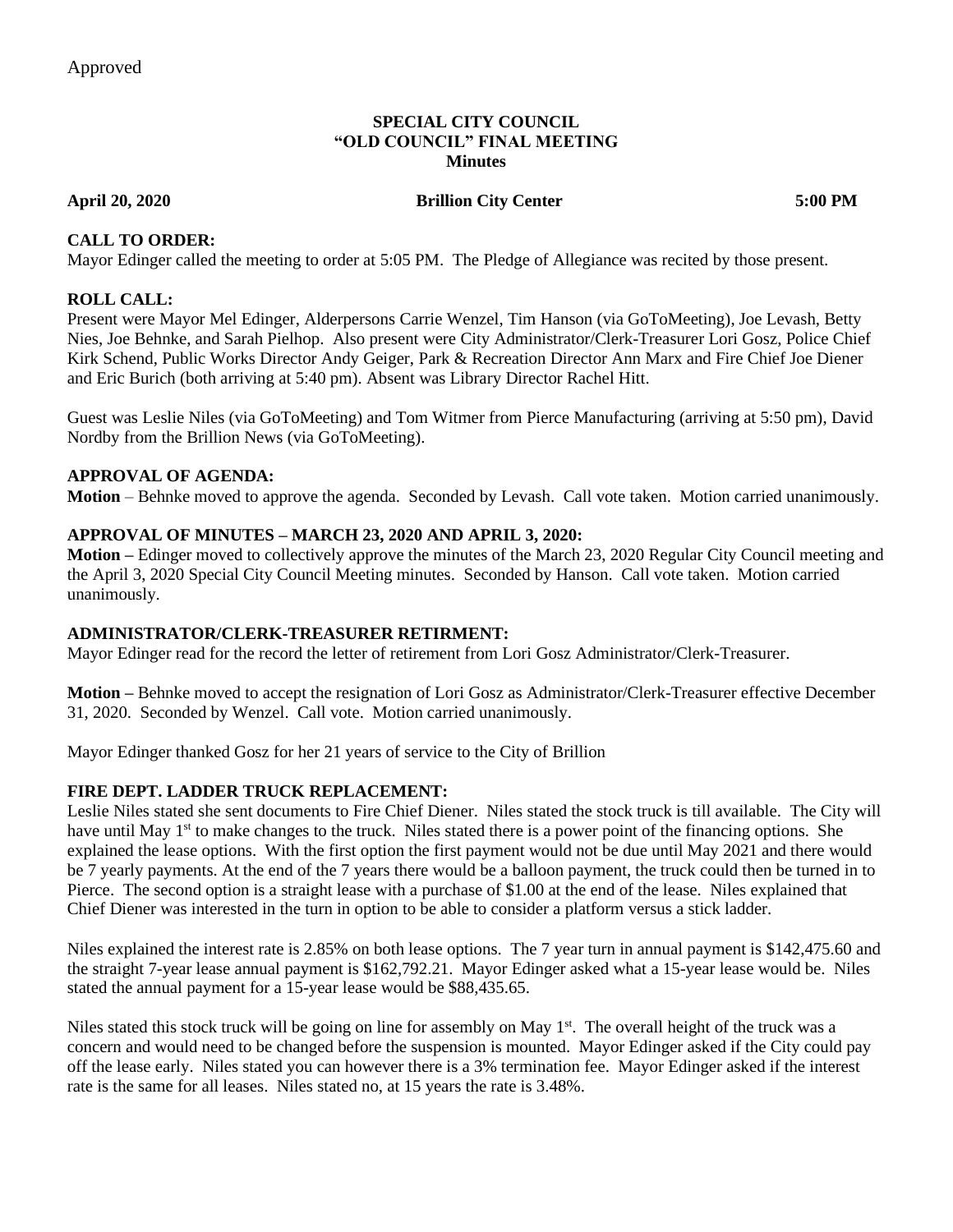Approved

**SPECIAL CITY COUNCIL**
**"OLD COUNCIL" FINAL MEETING**
**Minutes**

**April 20, 2020** **Brillion City Center** **5:00 PM**

### CALL TO ORDER:

Mayor Edinger called the meeting to order at 5:05 PM. The Pledge of Allegiance was recited by those present.

### ROLL CALL:

Present were Mayor Mel Edinger, Alderpersons Carrie Wenzel, Tim Hanson (via GoToMeeting), Joe Levash, Betty Nies, Joe Behnke, and Sarah Pielhop. Also present were City Administrator/Clerk-Treasurer Lori Gosz, Police Chief Kirk Schend, Public Works Director Andy Geiger, Park & Recreation Director Ann Marx and Fire Chief Joe Diener and Eric Burich (both arriving at 5:40 pm). Absent was Library Director Rachel Hitt.

Guest was Leslie Niles (via GoToMeeting) and Tom Witmer from Pierce Manufacturing (arriving at 5:50 pm), David Nordby from the Brillion News (via GoToMeeting).

### APPROVAL OF AGENDA:

**Motion** – Behnke moved to approve the agenda. Seconded by Levash. Call vote taken. Motion carried unanimously.

### APPROVAL OF MINUTES – MARCH 23, 2020 AND APRIL 3, 2020:

**Motion –** Edinger moved to collectively approve the minutes of the March 23, 2020 Regular City Council meeting and the April 3, 2020 Special City Council Meeting minutes. Seconded by Hanson. Call vote taken. Motion carried unanimously.

### ADMINISTRATOR/CLERK-TREASURER RETIRMENT:

Mayor Edinger read for the record the letter of retirement from Lori Gosz Administrator/Clerk-Treasurer.

**Motion –** Behnke moved to accept the resignation of Lori Gosz as Administrator/Clerk-Treasurer effective December 31, 2020. Seconded by Wenzel. Call vote. Motion carried unanimously.

Mayor Edinger thanked Gosz for her 21 years of service to the City of Brillion

### FIRE DEPT. LADDER TRUCK REPLACEMENT:

Leslie Niles stated she sent documents to Fire Chief Diener. Niles stated the stock truck is till available. The City will have until May 1st to make changes to the truck. Niles stated there is a power point of the financing options. She explained the lease options. With the first option the first payment would not be due until May 2021 and there would be 7 yearly payments. At the end of the 7 years there would be a balloon payment, the truck could then be turned in to Pierce. The second option is a straight lease with a purchase of $1.00 at the end of the lease. Niles explained that Chief Diener was interested in the turn in option to be able to consider a platform versus a stick ladder.

Niles explained the interest rate is 2.85% on both lease options. The 7 year turn in annual payment is $142,475.60 and the straight 7-year lease annual payment is $162,792.21. Mayor Edinger asked what a 15-year lease would be. Niles stated the annual payment for a 15-year lease would be $88,435.65.

Niles stated this stock truck will be going on line for assembly on May 1st. The overall height of the truck was a concern and would need to be changed before the suspension is mounted. Mayor Edinger asked if the City could pay off the lease early. Niles stated you can however there is a 3% termination fee. Mayor Edinger asked if the interest rate is the same for all leases. Niles stated no, at 15 years the rate is 3.48%.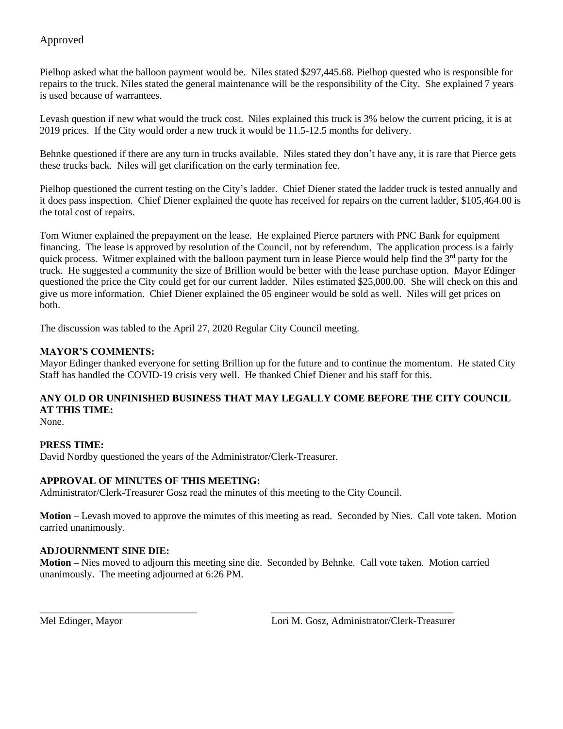Approved

Pielhop asked what the balloon payment would be. Niles stated $297,445.68. Pielhop quested who is responsible for repairs to the truck. Niles stated the general maintenance will be the responsibility of the City. She explained 7 years is used because of warrantees.

Levash question if new what would the truck cost. Niles explained this truck is 3% below the current pricing, it is at 2019 prices. If the City would order a new truck it would be 11.5-12.5 months for delivery.

Behnke questioned if there are any turn in trucks available. Niles stated they don't have any, it is rare that Pierce gets these trucks back. Niles will get clarification on the early termination fee.

Pielhop questioned the current testing on the City's ladder. Chief Diener stated the ladder truck is tested annually and it does pass inspection. Chief Diener explained the quote has received for repairs on the current ladder, $105,464.00 is the total cost of repairs.

Tom Witmer explained the prepayment on the lease. He explained Pierce partners with PNC Bank for equipment financing. The lease is approved by resolution of the Council, not by referendum. The application process is a fairly quick process. Witmer explained with the balloon payment turn in lease Pierce would help find the 3rd party for the truck. He suggested a community the size of Brillion would be better with the lease purchase option. Mayor Edinger questioned the price the City could get for our current ladder. Niles estimated $25,000.00. She will check on this and give us more information. Chief Diener explained the 05 engineer would be sold as well. Niles will get prices on both.

The discussion was tabled to the April 27, 2020 Regular City Council meeting.

**MAYOR'S COMMENTS:**
Mayor Edinger thanked everyone for setting Brillion up for the future and to continue the momentum. He stated City Staff has handled the COVID-19 crisis very well. He thanked Chief Diener and his staff for this.

**ANY OLD OR UNFINISHED BUSINESS THAT MAY LEGALLY COME BEFORE THE CITY COUNCIL AT THIS TIME:**
None.

**PRESS TIME:**
David Nordby questioned the years of the Administrator/Clerk-Treasurer.

**APPROVAL OF MINUTES OF THIS MEETING:**
Administrator/Clerk-Treasurer Gosz read the minutes of this meeting to the City Council.

**Motion –** Levash moved to approve the minutes of this meeting as read. Seconded by Nies. Call vote taken. Motion carried unanimously.

**ADJOURNMENT SINE DIE:**
**Motion –** Nies moved to adjourn this meeting sine die. Seconded by Behnke. Call vote taken. Motion carried unanimously. The meeting adjourned at 6:26 PM.

_______________________________ Mel Edinger, Mayor

_____________________________________ Lori M. Gosz, Administrator/Clerk-Treasurer